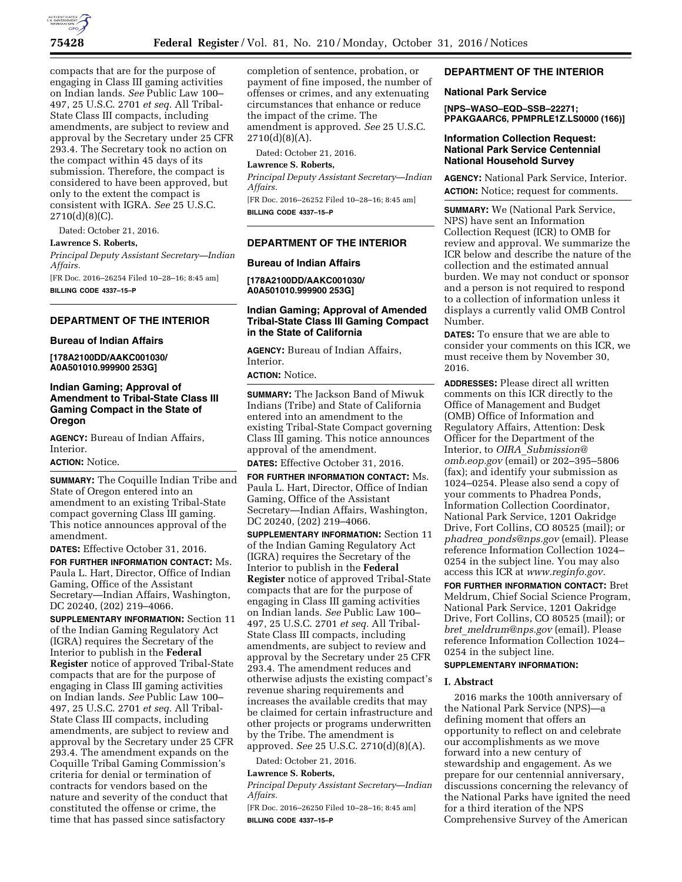compacts that are for the purpose of engaging in Class III gaming activities on Indian lands. *See* Public Law 100–497, 25 U.S.C. 2701 *et seq.* All Tribal-State Class III compacts, including amendments, are subject to review and approval by the Secretary under 25 CFR 293.4. The Secretary took no action on the compact within 45 days of its submission. Therefore, the compact is considered to have been approved, but only to the extent the compact is consistent with IGRA. *See* 25 U.S.C. 2710(d)(8)(C).

Dated: October 21, 2016.

**Lawrence S. Roberts,**

*Principal Deputy Assistant Secretary—Indian Affairs.*

[FR Doc. 2016–26254 Filed 10–28–16; 8:45 am]

**BILLING CODE 4337–15–P**

---

## DEPARTMENT OF THE INTERIOR

### Bureau of Indian Affairs

**[178A2100DD/AAKC001030/A0A501010.999900 253G]**

### Indian Gaming; Approval of Amendment to Tribal-State Class III Gaming Compact in the State of Oregon

**AGENCY:** Bureau of Indian Affairs, Interior.

**ACTION:** Notice.

**SUMMARY:** The Coquille Indian Tribe and State of Oregon entered into an amendment to an existing Tribal-State compact governing Class III gaming. This notice announces approval of the amendment.

**DATES:** Effective October 31, 2016.

**FOR FURTHER INFORMATION CONTACT:** Ms. Paula L. Hart, Director, Office of Indian Gaming, Office of the Assistant Secretary—Indian Affairs, Washington, DC 20240, (202) 219–4066.

**SUPPLEMENTARY INFORMATION:** Section 11 of the Indian Gaming Regulatory Act (IGRA) requires the Secretary of the Interior to publish in the **Federal Register** notice of approved Tribal-State compacts that are for the purpose of engaging in Class III gaming activities on Indian lands. *See* Public Law 100–497, 25 U.S.C. 2701 *et seq.* All Tribal-State Class III compacts, including amendments, are subject to review and approval by the Secretary under 25 CFR 293.4. The amendment expands on the Coquille Tribal Gaming Commission's criteria for denial or termination of contracts for vendors based on the nature and severity of the conduct that constituted the offense or crime, the time that has passed since satisfactory completion of sentence, probation, or payment of fine imposed, the number of offenses or crimes, and any extenuating circumstances that enhance or reduce the impact of the crime. The amendment is approved. *See* 25 U.S.C. 2710(d)(8)(A).

Dated: October 21, 2016.

**Lawrence S. Roberts,**

*Principal Deputy Assistant Secretary—Indian Affairs.*

[FR Doc. 2016–26252 Filed 10–28–16; 8:45 am]

**BILLING CODE 4337–15–P**

---

## DEPARTMENT OF THE INTERIOR

### Bureau of Indian Affairs

**[178A2100DD/AAKC001030/A0A501010.999900 253G]**

### Indian Gaming; Approval of Amended Tribal-State Class III Gaming Compact in the State of California

**AGENCY:** Bureau of Indian Affairs, Interior.

**ACTION:** Notice.

**SUMMARY:** The Jackson Band of Miwuk Indians (Tribe) and State of California entered into an amendment to the existing Tribal-State Compact governing Class III gaming. This notice announces approval of the amendment.

**DATES:** Effective October 31, 2016.

**FOR FURTHER INFORMATION CONTACT:** Ms. Paula L. Hart, Director, Office of Indian Gaming, Office of the Assistant Secretary—Indian Affairs, Washington, DC 20240, (202) 219–4066.

**SUPPLEMENTARY INFORMATION:** Section 11 of the Indian Gaming Regulatory Act (IGRA) requires the Secretary of the Interior to publish in the **Federal Register** notice of approved Tribal-State compacts that are for the purpose of engaging in Class III gaming activities on Indian lands. *See* Public Law 100–497, 25 U.S.C. 2701 *et seq.* All Tribal-State Class III compacts, including amendments, are subject to review and approval by the Secretary under 25 CFR 293.4. The amendment reduces and otherwise adjusts the existing compact's revenue sharing requirements and increases the available credits that may be claimed for certain infrastructure and other projects or programs underwritten by the Tribe. The amendment is approved. *See* 25 U.S.C. 2710(d)(8)(A).

Dated: October 21, 2016.

**Lawrence S. Roberts,**

*Principal Deputy Assistant Secretary—Indian Affairs.*

[FR Doc. 2016–26250 Filed 10–28–16; 8:45 am]

**BILLING CODE 4337–15–P**

---

## DEPARTMENT OF THE INTERIOR

### National Park Service

**[NPS–WASO–EQD–SSB–22271; PPAKGAARC6, PPMPRLE1Z.LS0000 (166)]**

### Information Collection Request: National Park Service Centennial National Household Survey

**AGENCY:** National Park Service, Interior.

**ACTION:** Notice; request for comments.

**SUMMARY:** We (National Park Service, NPS) have sent an Information Collection Request (ICR) to OMB for review and approval. We summarize the ICR below and describe the nature of the collection and the estimated annual burden. We may not conduct or sponsor and a person is not required to respond to a collection of information unless it displays a currently valid OMB Control Number.

**DATES:** To ensure that we are able to consider your comments on this ICR, we must receive them by November 30, 2016.

**ADDRESSES:** Please direct all written comments on this ICR directly to the Office of Management and Budget (OMB) Office of Information and Regulatory Affairs, Attention: Desk Officer for the Department of the Interior, to *OIRA_Submission@omb.eop.gov* (email) or 202–395–5806 (fax); and identify your submission as 1024–0254. Please also send a copy of your comments to Phadrea Ponds, Information Collection Coordinator, National Park Service, 1201 Oakridge Drive, Fort Collins, CO 80525 (mail); or *phadrea_ponds@nps.gov* (email). Please reference Information Collection 1024–0254 in the subject line. You may also access this ICR at *www.reginfo.gov.*

**FOR FURTHER INFORMATION CONTACT:** Bret Meldrum, Chief Social Science Program, National Park Service, 1201 Oakridge Drive, Fort Collins, CO 80525 (mail); or *bret_meldrum@nps.gov* (email). Please reference Information Collection 1024–0254 in the subject line.

**SUPPLEMENTARY INFORMATION:**

**I. Abstract**

2016 marks the 100th anniversary of the National Park Service (NPS)—a defining moment that offers an opportunity to reflect on and celebrate our accomplishments as we move forward into a new century of stewardship and engagement. As we prepare for our centennial anniversary, discussions concerning the relevancy of the National Parks have ignited the need for a third iteration of the NPS Comprehensive Survey of the American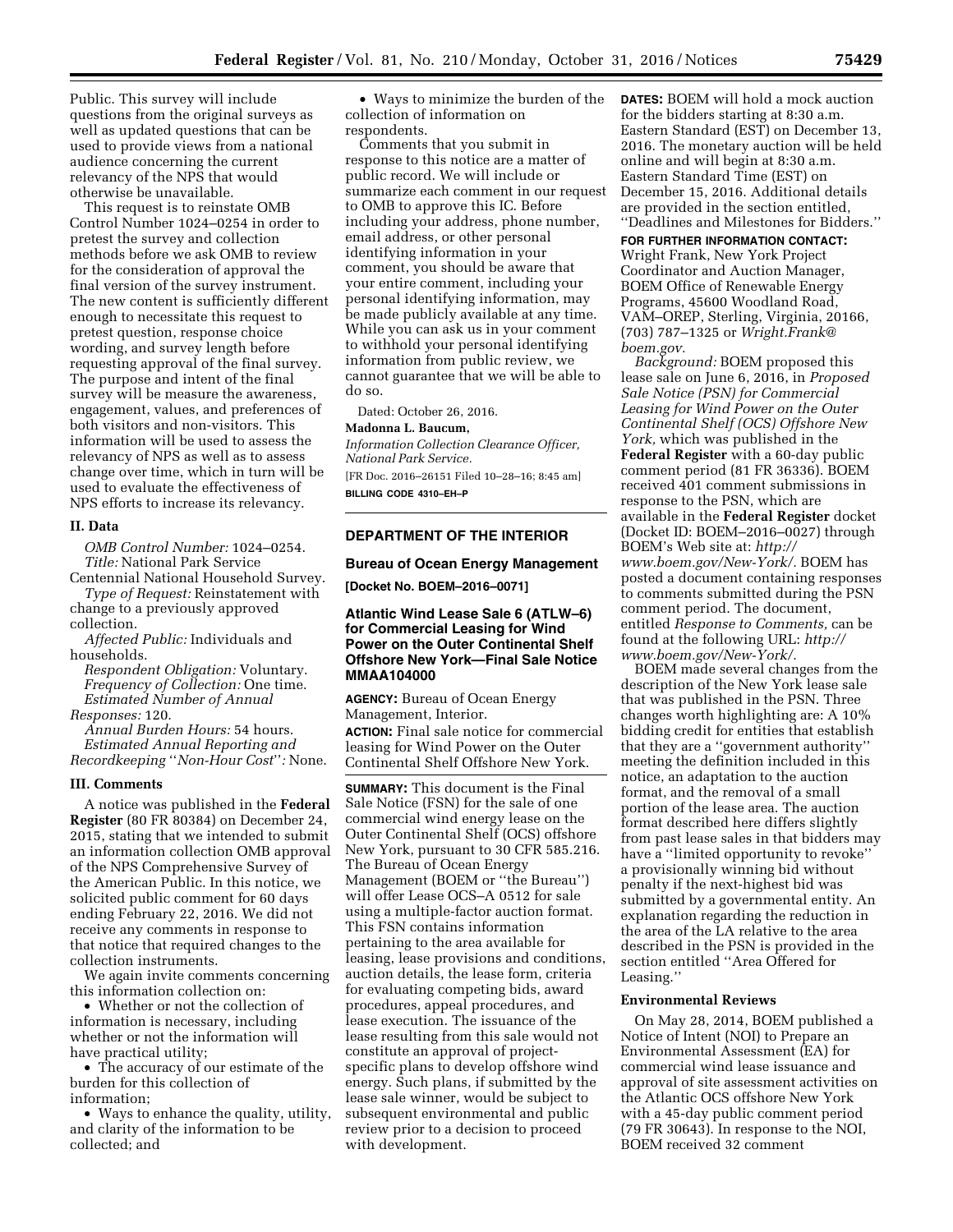Public. This survey will include questions from the original surveys as well as updated questions that can be used to provide views from a national audience concerning the current relevancy of the NPS that would otherwise be unavailable.

This request is to reinstate OMB Control Number 1024–0254 in order to pretest the survey and collection methods before we ask OMB to review for the consideration of approval the final version of the survey instrument. The new content is sufficiently different enough to necessitate this request to pretest question, response choice wording, and survey length before requesting approval of the final survey. The purpose and intent of the final survey will be measure the awareness, engagement, values, and preferences of both visitors and non-visitors. This information will be used to assess the relevancy of NPS as well as to assess change over time, which in turn will be used to evaluate the effectiveness of NPS efforts to increase its relevancy.

## II. Data

*OMB Control Number:* 1024–0254.

*Title:* National Park Service Centennial National Household Survey.

*Type of Request:* Reinstatement with change to a previously approved collection.

*Affected Public:* Individuals and households.

*Respondent Obligation:* Voluntary.

*Frequency of Collection:* One time.

*Estimated Number of Annual Responses:* 120.

*Annual Burden Hours:* 54 hours.

*Estimated Annual Reporting and Recordkeeping ''Non-Hour Cost'':* None.

## III. Comments

A notice was published in the **Federal Register** (80 FR 80384) on December 24, 2015, stating that we intended to submit an information collection OMB approval of the NPS Comprehensive Survey of the American Public. In this notice, we solicited public comment for 60 days ending February 22, 2016. We did not receive any comments in response to that notice that required changes to the collection instruments.

We again invite comments concerning this information collection on:

- Whether or not the collection of information is necessary, including whether or not the information will have practical utility;
- The accuracy of our estimate of the burden for this collection of information;
- Ways to enhance the quality, utility, and clarity of the information to be collected; and
- Ways to minimize the burden of the collection of information on respondents.

Comments that you submit in response to this notice are a matter of public record. We will include or summarize each comment in our request to OMB to approve this IC. Before including your address, phone number, email address, or other personal identifying information in your comment, you should be aware that your entire comment, including your personal identifying information, may be made publicly available at any time. While you can ask us in your comment to withhold your personal identifying information from public review, we cannot guarantee that we will be able to do so.

Dated: October 26, 2016.

**Madonna L. Baucum,**

*Information Collection Clearance Officer, National Park Service.*

[FR Doc. 2016–26151 Filed 10–28–16; 8:45 am]

**BILLING CODE 4310–EH–P**

---

## DEPARTMENT OF THE INTERIOR

### Bureau of Ocean Energy Management

**[Docket No. BOEM–2016–0071]**

### Atlantic Wind Lease Sale 6 (ATLW–6) for Commercial Leasing for Wind Power on the Outer Continental Shelf Offshore New York—Final Sale Notice MMAA104000

**AGENCY:** Bureau of Ocean Energy Management, Interior.

**ACTION:** Final sale notice for commercial leasing for Wind Power on the Outer Continental Shelf Offshore New York.

**SUMMARY:** This document is the Final Sale Notice (FSN) for the sale of one commercial wind energy lease on the Outer Continental Shelf (OCS) offshore New York, pursuant to 30 CFR 585.216. The Bureau of Ocean Energy Management (BOEM or ''the Bureau'') will offer Lease OCS–A 0512 for sale using a multiple-factor auction format. This FSN contains information pertaining to the area available for leasing, lease provisions and conditions, auction details, the lease form, criteria for evaluating competing bids, award procedures, appeal procedures, and lease execution. The issuance of the lease resulting from this sale would not constitute an approval of project-specific plans to develop offshore wind energy. Such plans, if submitted by the lease sale winner, would be subject to subsequent environmental and public review prior to a decision to proceed with development.

**DATES:** BOEM will hold a mock auction for the bidders starting at 8:30 a.m. Eastern Standard (EST) on December 13, 2016. The monetary auction will be held online and will begin at 8:30 a.m. Eastern Standard Time (EST) on December 15, 2016. Additional details are provided in the section entitled, ''Deadlines and Milestones for Bidders.''

**FOR FURTHER INFORMATION CONTACT:** Wright Frank, New York Project Coordinator and Auction Manager, BOEM Office of Renewable Energy Programs, 45600 Woodland Road, VAM–OREP, Sterling, Virginia, 20166, (703) 787–1325 or *Wright.Frank@boem.gov.*

*Background:* BOEM proposed this lease sale on June 6, 2016, in *Proposed Sale Notice (PSN) for Commercial Leasing for Wind Power on the Outer Continental Shelf (OCS) Offshore New York,* which was published in the **Federal Register** with a 60-day public comment period (81 FR 36336). BOEM received 401 comment submissions in response to the PSN, which are available in the **Federal Register** docket (Docket ID: BOEM–2016–0027) through BOEM's Web site at: *http://www.boem.gov/New-York/.* BOEM has posted a document containing responses to comments submitted during the PSN comment period. The document, entitled *Response to Comments,* can be found at the following URL: *http://www.boem.gov/New-York/.*

BOEM made several changes from the description of the New York lease sale that was published in the PSN. Three changes worth highlighting are: A 10% bidding credit for entities that establish that they are a ''government authority'' meeting the definition included in this notice, an adaptation to the auction format, and the removal of a small portion of the lease area. The auction format described here differs slightly from past lease sales in that bidders may have a ''limited opportunity to revoke'' a provisionally winning bid without penalty if the next-highest bid was submitted by a governmental entity. An explanation regarding the reduction in the area of the LA relative to the area described in the PSN is provided in the section entitled ''Area Offered for Leasing.''

### Environmental Reviews

On May 28, 2014, BOEM published a Notice of Intent (NOI) to Prepare an Environmental Assessment (EA) for commercial wind lease issuance and approval of site assessment activities on the Atlantic OCS offshore New York with a 45-day public comment period (79 FR 30643). In response to the NOI, BOEM received 32 comment